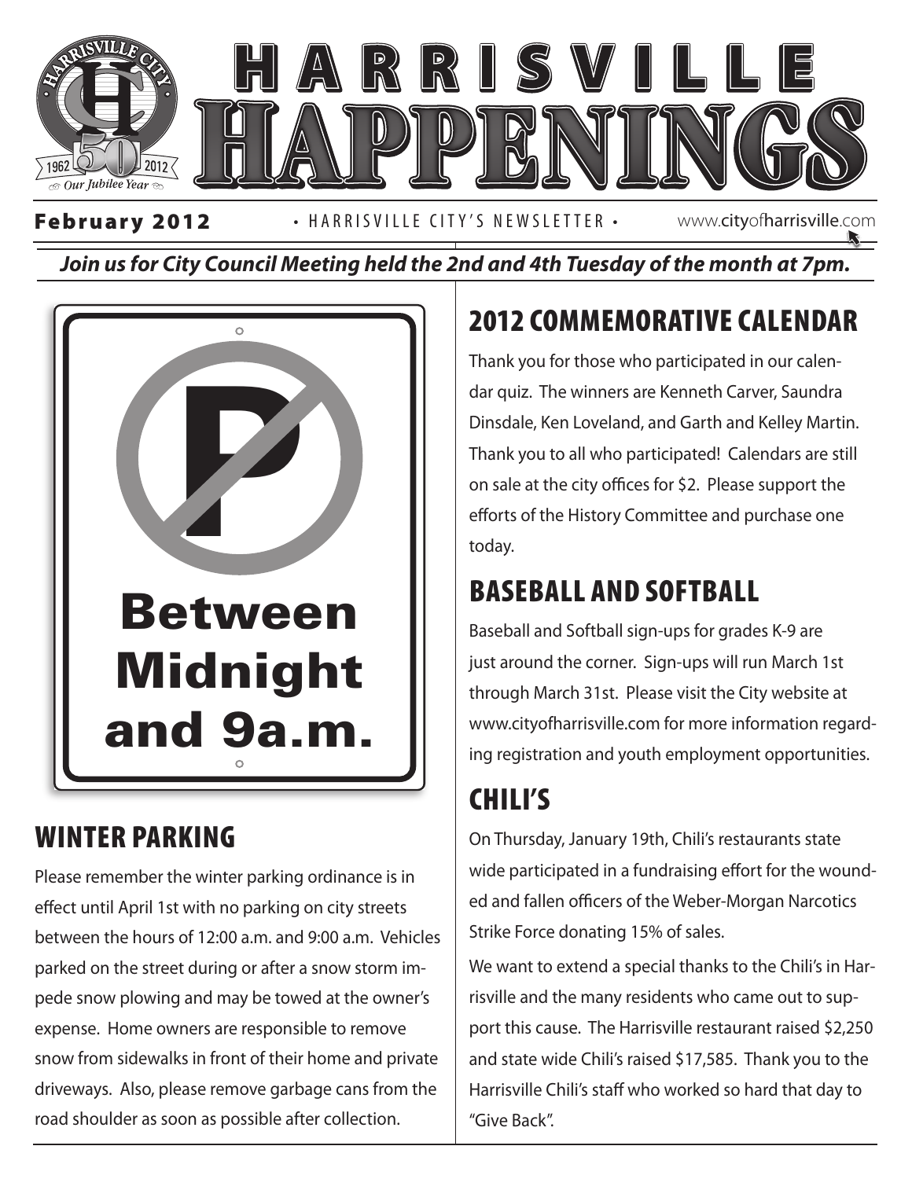# HARRISVILLE HAPPENINGS

**February 2012** • HARRISVILLE CITY'S NEWSLETTER • www.cityofharrisville.com

***Join us for City Council Meeting held the 2nd and 4th Tuesday of the month at 7pm.***

Between Midnight and 9a.m.

## WINTER PARKING

Please remember the winter parking ordinance is in effect until April 1st with no parking on city streets between the hours of 12:00 a.m. and 9:00 a.m. Vehicles parked on the street during or after a snow storm impede snow plowing and may be towed at the owner's expense. Home owners are responsible to remove snow from sidewalks in front of their home and private driveways. Also, please remove garbage cans from the road shoulder as soon as possible after collection.

## 2012 COMMEMORATIVE CALENDAR

Thank you for those who participated in our calendar quiz. The winners are Kenneth Carver, Saundra Dinsdale, Ken Loveland, and Garth and Kelley Martin. Thank you to all who participated! Calendars are still on sale at the city offices for $2. Please support the efforts of the History Committee and purchase one today.

## BASEBALL AND SOFTBALL

Baseball and Softball sign-ups for grades K-9 are just around the corner. Sign-ups will run March 1st through March 31st. Please visit the City website at www.cityofharrisville.com for more information regarding registration and youth employment opportunities.

## CHILI'S

On Thursday, January 19th, Chili's restaurants state wide participated in a fundraising effort for the wounded and fallen officers of the Weber-Morgan Narcotics Strike Force donating 15% of sales.

We want to extend a special thanks to the Chili's in Harrisville and the many residents who came out to support this cause. The Harrisville restaurant raised $2,250 and state wide Chili's raised $17,585. Thank you to the Harrisville Chili's staff who worked so hard that day to "Give Back".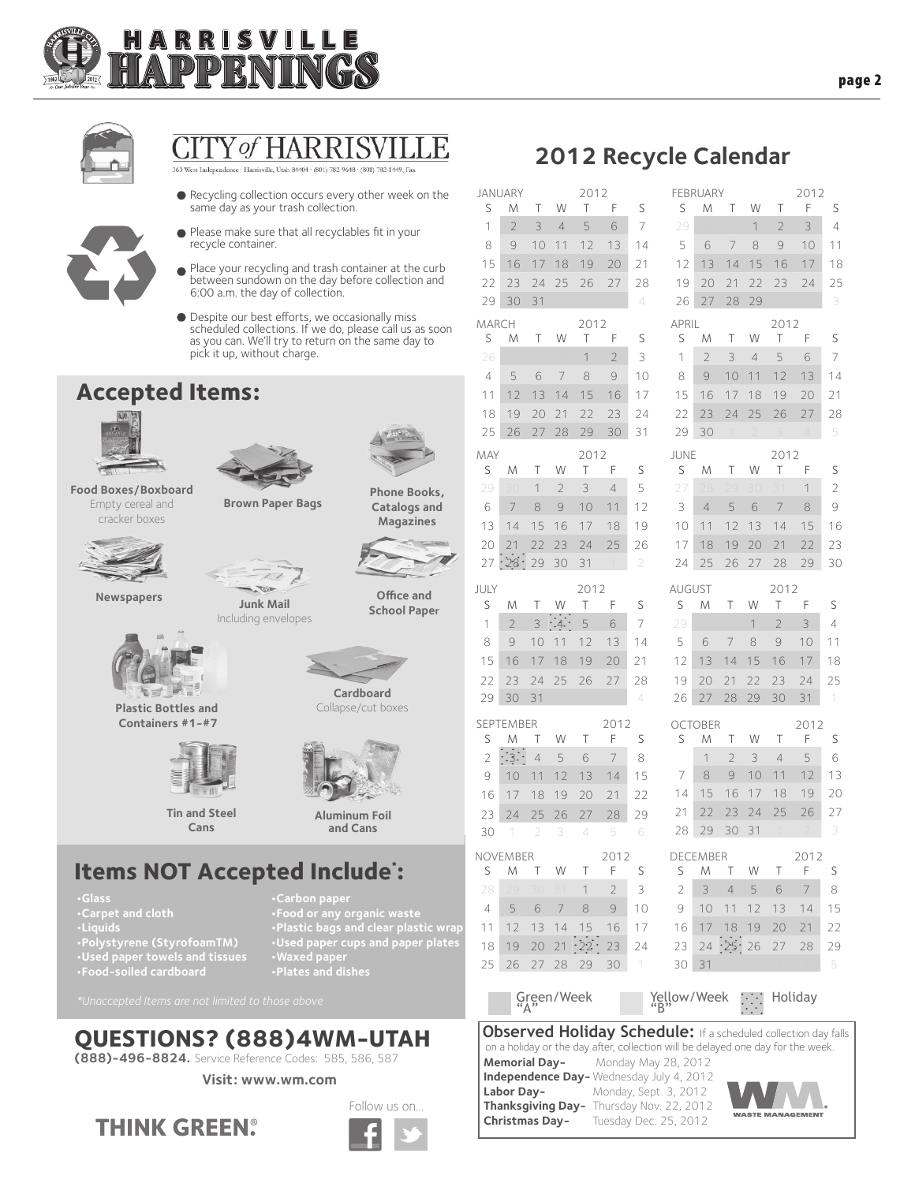## CITY of HARRISVILLE

363 West Independence · Harrisville, Utah 84404 · (801) 782-9648 · (801) 782-1449, Fax

- Recycling collection occurs every other week on the same day as your trash collection.
- Please make sure that all recyclables fit in your recycle container.
- Place your recycling and trash container at the curb between sundown on the day before collection and 6:00 a.m. the day of collection.
- Despite our best efforts, we occasionally miss scheduled collections. If we do, please call us as soon as you can. We'll try to return on the same day to pick it up, without charge.

## Accepted Items:

- **Food Boxes/Boxboard** Empty cereal and cracker boxes
- **Brown Paper Bags**
- **Phone Books, Catalogs and Magazines**
- **Newspapers**
- **Junk Mail** Including envelopes
- **Office and School Paper**
- **Plastic Bottles and Containers #1-#7**
- **Cardboard** Collapse/cut boxes
- **Tin and Steel Cans**
- **Aluminum Foil and Cans**

## Items NOT Accepted Include*:

- **Glass**
- **Carpet and cloth**
- **Liquids**
- **Polystyrene (StyrofoamTM)**
- **Used paper towels and tissues**
- **Food-soiled cardboard**
- **Carbon paper**
- **Food or any organic waste**
- **Plastic bags and clear plastic wrap**
- **Used paper cups and paper plates**
- **Waxed paper**
- **Plates and dishes**

*Unaccepted Items are not limited to those above*

## QUESTIONS? (888)4WM-UTAH

**(888)-496-8824.** Service Reference Codes: 585, 586, 587

**Visit: www.wm.com**

**THINK GREEN.®**

Follow us on...

## 2012 Recycle Calendar

**JANUARY 2012**

| S | M | T | W | T | F | S |
|---|---|---|---|---|---|---|
| 1 | 2 | 3 | 4 | 5 | 6 | 7 |
| 8 | 9 | 10 | 11 | 12 | 13 | 14 |
| 15 | 16 | 17 | 18 | 19 | 20 | 21 |
| 22 | 23 | 24 | 25 | 26 | 27 | 28 |
| 29 | 30 | 31 | | | | 4 |

**FEBRUARY 2012**

| S | M | T | W | T | F | S |
|---|---|---|---|---|---|---|
| 29 | | | 1 | 2 | 3 | 4 |
| 5 | 6 | 7 | 8 | 9 | 10 | 11 |
| 12 | 13 | 14 | 15 | 16 | 17 | 18 |
| 19 | 20 | 21 | 22 | 23 | 24 | 25 |
| 26 | 27 | 28 | 29 | | | 3 |

**MARCH 2012**

| S | M | T | W | T | F | S |
|---|---|---|---|---|---|---|
| 26 | | | | 1 | 2 | 3 |
| 4 | 5 | 6 | 7 | 8 | 9 | 10 |
| 11 | 12 | 13 | 14 | 15 | 16 | 17 |
| 18 | 19 | 20 | 21 | 22 | 23 | 24 |
| 25 | 26 | 27 | 28 | 29 | 30 | 31 |

**APRIL 2012**

| S | M | T | W | T | F | S |
|---|---|---|---|---|---|---|
| 1 | 2 | 3 | 4 | 5 | 6 | 7 |
| 8 | 9 | 10 | 11 | 12 | 13 | 14 |
| 15 | 16 | 17 | 18 | 19 | 20 | 21 |
| 22 | 23 | 24 | 25 | 26 | 27 | 28 |
| 29 | 30 | 1 | 2 | 3 | 4 | 5 |

**MAY 2012**

| S | M | T | W | T | F | S |
|---|---|---|---|---|---|---|
| 29 | 30 | 1 | 2 | 3 | 4 | 5 |
| 6 | 7 | 8 | 9 | 10 | 11 | 12 |
| 13 | 14 | 15 | 16 | 17 | 18 | 19 |
| 20 | 21 | 22 | 23 | 24 | 25 | 26 |
| 27 | 28 (Holiday) | 29 | 30 | 31 | 1 | 2 |

**JUNE 2012**

| S | M | T | W | T | F | S |
|---|---|---|---|---|---|---|
| 27 | 28 | 29 | 30 | 31 | 1 | 2 |
| 3 | 4 | 5 | 6 | 7 | 8 | 9 |
| 10 | 11 | 12 | 13 | 14 | 15 | 16 |
| 17 | 18 | 19 | 20 | 21 | 22 | 23 |
| 24 | 25 | 26 | 27 | 28 | 29 | 30 |

**JULY 2012**

| S | M | T | W | T | F | S |
|---|---|---|---|---|---|---|
| 1 | 2 | 3 | 4 (Holiday) | 5 | 6 | 7 |
| 8 | 9 | 10 | 11 | 12 | 13 | 14 |
| 15 | 16 | 17 | 18 | 19 | 20 | 21 |
| 22 | 23 | 24 | 25 | 26 | 27 | 28 |
| 29 | 30 | 31 | | | | 4 |

**AUGUST 2012**

| S | M | T | W | T | F | S |
|---|---|---|---|---|---|---|
| 29 | | | 1 | 2 | 3 | 4 |
| 5 | 6 | 7 | 8 | 9 | 10 | 11 |
| 12 | 13 | 14 | 15 | 16 | 17 | 18 |
| 19 | 20 | 21 | 22 | 23 | 24 | 25 |
| 26 | 27 | 28 | 29 | 30 | 31 | 1 |

**SEPTEMBER 2012**

| S | M | T | W | T | F | S |
|---|---|---|---|---|---|---|
| 2 | 3 (Holiday) | 4 | 5 | 6 | 7 | 8 |
| 9 | 10 | 11 | 12 | 13 | 14 | 15 |
| 16 | 17 | 18 | 19 | 20 | 21 | 22 |
| 23 | 24 | 25 | 26 | 27 | 28 | 29 |
| 30 | 1 | 2 | 3 | 4 | 5 | 6 |

**OCTOBER 2012**

| S | M | T | W | T | F | S |
|---|---|---|---|---|---|---|
| | 1 | 2 | 3 | 4 | 5 | 6 |
| 7 | 8 | 9 | 10 | 11 | 12 | 13 |
| 14 | 15 | 16 | 17 | 18 | 19 | 20 |
| 21 | 22 | 23 | 24 | 25 | 26 | 27 |
| 28 | 29 | 30 | 31 | 1 | 2 | 3 |

**NOVEMBER 2012**

| S | M | T | W | T | F | S |
|---|---|---|---|---|---|---|
| 28 | 29 | 30 | 31 | 1 | 2 | 3 |
| 4 | 5 | 6 | 7 | 8 | 9 | 10 |
| 11 | 12 | 13 | 14 | 15 | 16 | 17 |
| 18 | 19 | 20 | 21 | 22 (Holiday) | 23 | 24 |
| 25 | 26 | 27 | 28 | 29 | 30 | 1 |

**DECEMBER 2012**

| S | M | T | W | T | F | S |
|---|---|---|---|---|---|---|
| 2 | 3 | 4 | 5 | 6 | 7 | 8 |
| 9 | 10 | 11 | 12 | 13 | 14 | 15 |
| 16 | 17 | 18 | 19 | 20 | 21 | 22 |
| 23 | 24 | 25 (Holiday) | 26 | 27 | 28 | 29 |
| 30 | 31 | | | | | 5 |

Green/Week "A" Yellow/Week "B" Holiday

**Observed Holiday Schedule:** If a scheduled collection day falls on a holiday or the day after, collection will be delayed one day for the week.

| | |
|---|---|
| **Memorial Day-** | Monday May 28, 2012 |
| **Independence Day-** | Wednesday July 4, 2012 |
| **Labor Day-** | Monday, Sept. 3, 2012 |
| **Thanksgiving Day-** | Thursday Nov. 22, 2012 |
| **Christmas Day-** | Tuesday Dec. 25, 2012 |

WASTE MANAGEMENT